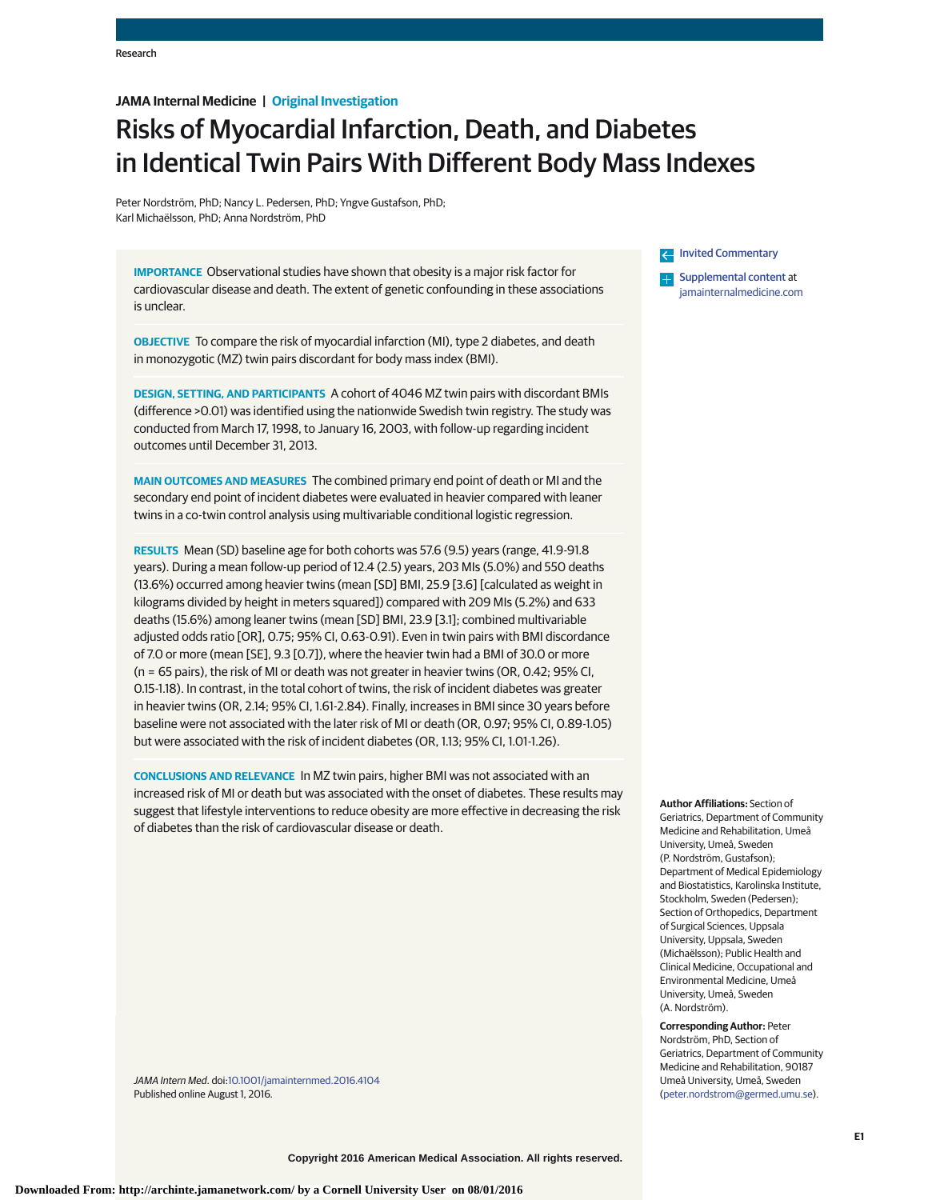JAMA Internal Medicine | Original Investigation

# Risks of Myocardial Infarction, Death, and Diabetes in Identical Twin Pairs With Different Body Mass Indexes

Peter Nordström, PhD; Nancy L. Pedersen, PhD; Yngve Gustafson, PhD; Karl Michaëlsson, PhD; Anna Nordström, PhD

**IMPORTANCE** Observational studies have shown that obesity is a major risk factor for cardiovascular disease and death. The extent of genetic confounding in these associations is unclear.

**OBJECTIVE** To compare the risk of myocardial infarction (MI), type 2 diabetes, and death in monozygotic (MZ) twin pairs discordant for body mass index (BMI).

**DESIGN, SETTING, AND PARTICIPANTS** A cohort of 4046 MZ twin pairs with discordant BMIs (difference >0.01) was identified using the nationwide Swedish twin registry. The study was conducted from March 17, 1998, to January 16, 2003, with follow-up regarding incident outcomes until December 31, 2013.

**MAIN OUTCOMES AND MEASURES** The combined primary end point of death or MI and the secondary end point of incident diabetes were evaluated in heavier compared with leaner twins in a co-twin control analysis using multivariable conditional logistic regression.

**RESULTS** Mean (SD) baseline age for both cohorts was 57.6 (9.5) years (range, 41.9-91.8 years). During a mean follow-up period of 12.4 (2.5) years, 203 MIs (5.0%) and 550 deaths (13.6%) occurred among heavier twins (mean [SD] BMI, 25.9 [3.6] [calculated as weight in kilograms divided by height in meters squared]) compared with 209 MIs (5.2%) and 633 deaths (15.6%) among leaner twins (mean [SD] BMI, 23.9 [3.1]; combined multivariable adjusted odds ratio [OR], 0.75; 95% CI, 0.63-0.91). Even in twin pairs with BMI discordance of 7.0 or more (mean [SE], 9.3 [0.7]), where the heavier twin had a BMI of 30.0 or more (n = 65 pairs), the risk of MI or death was not greater in heavier twins (OR, 0.42; 95% CI, 0.15-1.18). In contrast, in the total cohort of twins, the risk of incident diabetes was greater in heavier twins (OR, 2.14; 95% CI, 1.61-2.84). Finally, increases in BMI since 30 years before baseline were not associated with the later risk of MI or death (OR, 0.97; 95% CI, 0.89-1.05) but were associated with the risk of incident diabetes (OR, 1.13; 95% CI, 1.01-1.26).

**CONCLUSIONS AND RELEVANCE** In MZ twin pairs, higher BMI was not associated with an increased risk of MI or death but was associated with the onset of diabetes. These results may suggest that lifestyle interventions to reduce obesity are more effective in decreasing the risk of diabetes than the risk of cardiovascular disease or death.

*JAMA Intern Med*. doi:10.1001/jamainternmed.2016.4104
Published online August 1, 2016.

Invited Commentary

Supplemental content at jamainternalmedicine.com

**Author Affiliations:** Section of Geriatrics, Department of Community Medicine and Rehabilitation, Umeå University, Umeå, Sweden (P. Nordström, Gustafson); Department of Medical Epidemiology and Biostatistics, Karolinska Institute, Stockholm, Sweden (Pedersen); Section of Orthopedics, Department of Surgical Sciences, Uppsala University, Uppsala, Sweden (Michaëlsson); Public Health and Clinical Medicine, Occupational and Environmental Medicine, Umeå University, Umeå, Sweden (A. Nordström).

**Corresponding Author:** Peter Nordström, PhD, Section of Geriatrics, Department of Community Medicine and Rehabilitation, 90187 Umeå University, Umeå, Sweden (peter.nordstrom@germed.umu.se).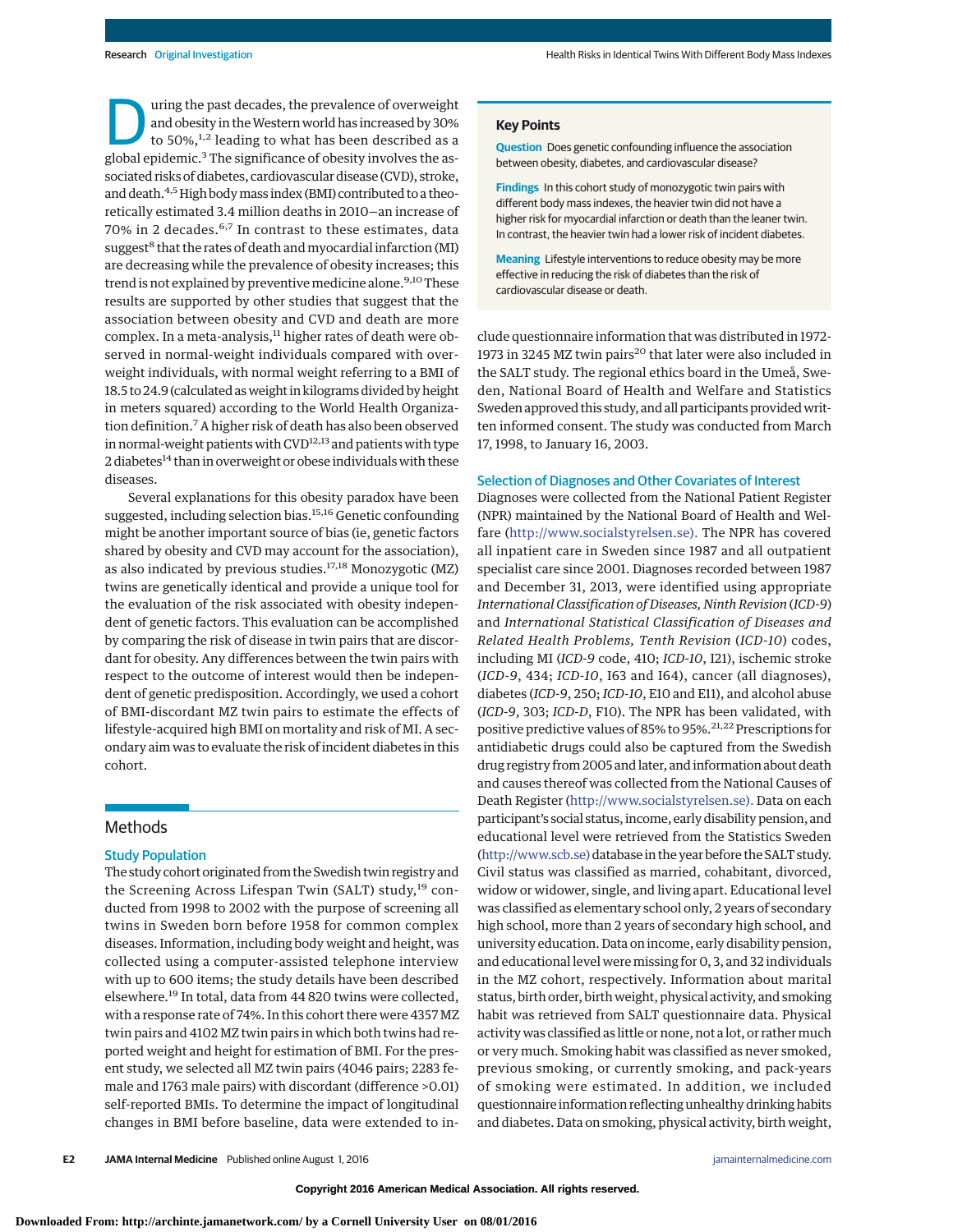During the past decades, the prevalence of overweight and obesity in the Western world has increased by 30% to 50%,[1,2] leading to what has been described as a global epidemic.[3] The significance of obesity involves the associated risks of diabetes, cardiovascular disease (CVD), stroke, and death.[4,5] High body mass index (BMI) contributed to a theoretically estimated 3.4 million deaths in 2010—an increase of 70% in 2 decades.[6,7] In contrast to these estimates, data suggest[8] that the rates of death and myocardial infarction (MI) are decreasing while the prevalence of obesity increases; this trend is not explained by preventive medicine alone.[9,10] These results are supported by other studies that suggest that the association between obesity and CVD and death are more complex. In a meta-analysis,[11] higher rates of death were observed in normal-weight individuals compared with overweight individuals, with normal weight referring to a BMI of 18.5 to 24.9 (calculated as weight in kilograms divided by height in meters squared) according to the World Health Organization definition.[7] A higher risk of death has also been observed in normal-weight patients with CVD[12,13] and patients with type 2 diabetes[14] than in overweight or obese individuals with these diseases.

Several explanations for this obesity paradox have been suggested, including selection bias.[15,16] Genetic confounding might be another important source of bias (ie, genetic factors shared by obesity and CVD may account for the association), as also indicated by previous studies.[17,18] Monozygotic (MZ) twins are genetically identical and provide a unique tool for the evaluation of the risk associated with obesity independent of genetic factors. This evaluation can be accomplished by comparing the risk of disease in twin pairs that are discordant for obesity. Any differences between the twin pairs with respect to the outcome of interest would then be independent of genetic predisposition. Accordingly, we used a cohort of BMI-discordant MZ twin pairs to estimate the effects of lifestyle-acquired high BMI on mortality and risk of MI. A secondary aim was to evaluate the risk of incident diabetes in this cohort.

> **Key Points**
>
> **Question** Does genetic confounding influence the association between obesity, diabetes, and cardiovascular disease?
>
> **Findings** In this cohort study of monozygotic twin pairs with different body mass indexes, the heavier twin did not have a higher risk for myocardial infarction or death than the leaner twin. In contrast, the heavier twin had a lower risk of incident diabetes.
>
> **Meaning** Lifestyle interventions to reduce obesity may be more effective in reducing the risk of diabetes than the risk of cardiovascular disease or death.

## Methods

### Study Population

The study cohort originated from the Swedish twin registry and the Screening Across Lifespan Twin (SALT) study,[19] conducted from 1998 to 2002 with the purpose of screening all twins in Sweden born before 1958 for common complex diseases. Information, including body weight and height, was collected using a computer-assisted telephone interview with up to 600 items; the study details have been described elsewhere.[19] In total, data from 44 820 twins were collected, with a response rate of 74%. In this cohort there were 4357 MZ twin pairs and 4102 MZ twin pairs in which both twins had reported weight and height for estimation of BMI. For the present study, we selected all MZ twin pairs (4046 pairs; 2283 female and 1763 male pairs) with discordant (difference >0.01) self-reported BMIs. To determine the impact of longitudinal changes in BMI before baseline, data were extended to include questionnaire information that was distributed in 1972-1973 in 3245 MZ twin pairs[20] that later were also included in the SALT study. The regional ethics board in the Umeå, Sweden, National Board of Health and Welfare and Statistics Sweden approved this study, and all participants provided written informed consent. The study was conducted from March 17, 1998, to January 16, 2003.

### Selection of Diagnoses and Other Covariates of Interest

Diagnoses were collected from the National Patient Register (NPR) maintained by the National Board of Health and Welfare (http://www.socialstyrelsen.se). The NPR has covered all inpatient care in Sweden since 1987 and all outpatient specialist care since 2001. Diagnoses recorded between 1987 and December 31, 2013, were identified using appropriate *International Classification of Diseases, Ninth Revision* (*ICD-9*) and *International Statistical Classification of Diseases and Related Health Problems, Tenth Revision* (*ICD-10*) codes, including MI (*ICD-9* code, 410; *ICD-10*, I21), ischemic stroke (*ICD-9*, 434; *ICD-10*, I63 and I64), cancer (all diagnoses), diabetes (*ICD-9*, 250; *ICD-10*, E10 and E11), and alcohol abuse (*ICD-9*, 303; *ICD-D*, F10). The NPR has been validated, with positive predictive values of 85% to 95%.[21,22] Prescriptions for antidiabetic drugs could also be captured from the Swedish drug registry from 2005 and later, and information about death and causes thereof was collected from the National Causes of Death Register (http://www.socialstyrelsen.se). Data on each participant's social status, income, early disability pension, and educational level were retrieved from the Statistics Sweden (http://www.scb.se) database in the year before the SALT study. Civil status was classified as married, cohabitant, divorced, widow or widower, single, and living apart. Educational level was classified as elementary school only, 2 years of secondary high school, more than 2 years of secondary high school, and university education. Data on income, early disability pension, and educational level were missing for 0, 3, and 32 individuals in the MZ cohort, respectively. Information about marital status, birth order, birth weight, physical activity, and smoking habit was retrieved from SALT questionnaire data. Physical activity was classified as little or none, not a lot, or rather much or very much. Smoking habit was classified as never smoked, previous smoking, or currently smoking, and pack-years of smoking were estimated. In addition, we included questionnaire information reflecting unhealthy drinking habits and diabetes. Data on smoking, physical activity, birth weight,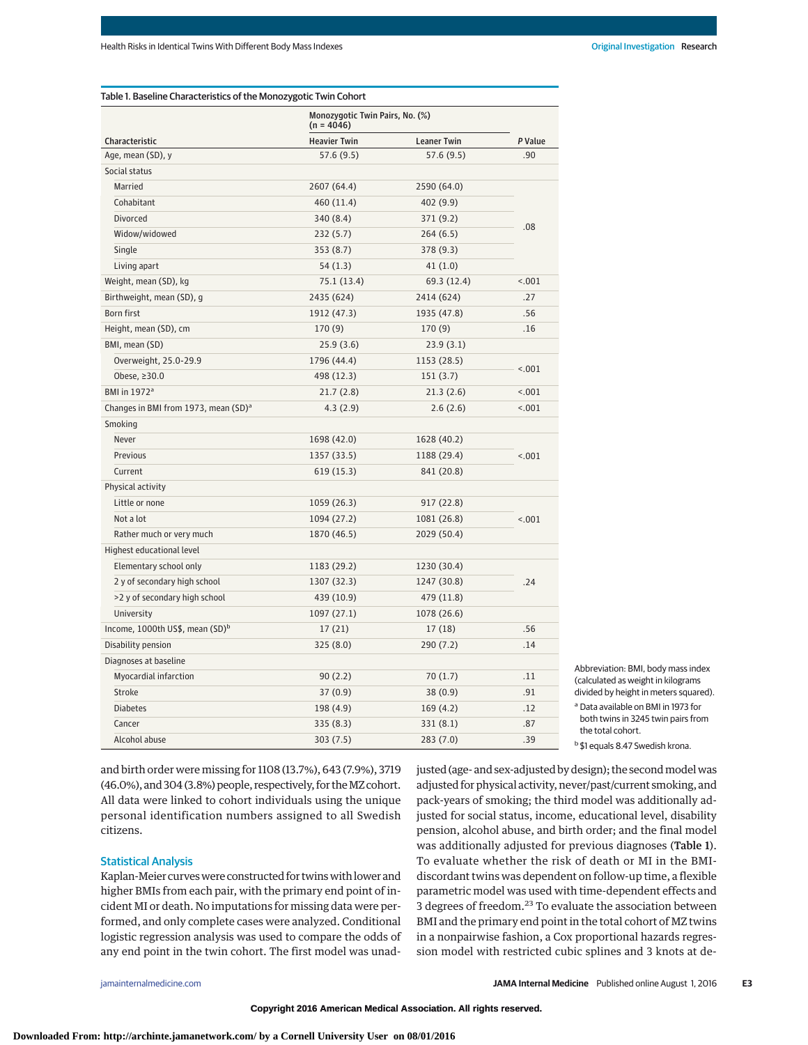Table 1. Baseline Characteristics of the Monozygotic Twin Cohort

| Characteristic | Monozygotic Twin Pairs, No. (%) (n = 4046) | | P Value |
|---|---|---|---|
| | Heavier Twin | Leaner Twin | |
| Age, mean (SD), y | 57.6 (9.5) | 57.6 (9.5) | .90 |
| Social status | | | |
| Married | 2607 (64.4) | 2590 (64.0) | .08 |
| Cohabitant | 460 (11.4) | 402 (9.9) | |
| Divorced | 340 (8.4) | 371 (9.2) | |
| Widow/widowed | 232 (5.7) | 264 (6.5) | |
| Single | 353 (8.7) | 378 (9.3) | |
| Living apart | 54 (1.3) | 41 (1.0) | |
| Weight, mean (SD), kg | 75.1 (13.4) | 69.3 (12.4) | <.001 |
| Birthweight, mean (SD), g | 2435 (624) | 2414 (624) | .27 |
| Born first | 1912 (47.3) | 1935 (47.8) | .56 |
| Height, mean (SD), cm | 170 (9) | 170 (9) | .16 |
| BMI, mean (SD) | 25.9 (3.6) | 23.9 (3.1) | |
| Overweight, 25.0-29.9 | 1796 (44.4) | 1153 (28.5) | <.001 |
| Obese, ≥30.0 | 498 (12.3) | 151 (3.7) | |
| BMI in 1972[a] | 21.7 (2.8) | 21.3 (2.6) | <.001 |
| Changes in BMI from 1973, mean (SD)[a] | 4.3 (2.9) | 2.6 (2.6) | <.001 |
| Smoking | | | |
| Never | 1698 (42.0) | 1628 (40.2) | <.001 |
| Previous | 1357 (33.5) | 1188 (29.4) | |
| Current | 619 (15.3) | 841 (20.8) | |
| Physical activity | | | |
| Little or none | 1059 (26.3) | 917 (22.8) | <.001 |
| Not a lot | 1094 (27.2) | 1081 (26.8) | |
| Rather much or very much | 1870 (46.5) | 2029 (50.4) | |
| Highest educational level | | | |
| Elementary school only | 1183 (29.2) | 1230 (30.4) | .24 |
| 2 y of secondary high school | 1307 (32.3) | 1247 (30.8) | |
| >2 y of secondary high school | 439 (10.9) | 479 (11.8) | |
| University | 1097 (27.1) | 1078 (26.6) | |
| Income, 1000th US$, mean (SD)[b] | 17 (21) | 17 (18) | .56 |
| Disability pension | 325 (8.0) | 290 (7.2) | .14 |
| Diagnoses at baseline | | | |
| Myocardial infarction | 90 (2.2) | 70 (1.7) | .11 |
| Stroke | 37 (0.9) | 38 (0.9) | .91 |
| Diabetes | 198 (4.9) | 169 (4.2) | .12 |
| Cancer | 335 (8.3) | 331 (8.1) | .87 |
| Alcohol abuse | 303 (7.5) | 283 (7.0) | .39 |

Abbreviation: BMI, body mass index (calculated as weight in kilograms divided by height in meters squared).

[a] Data available on BMI in 1973 for both twins in 3245 twin pairs from the total cohort.

[b] $1 equals 8.47 Swedish krona.

and birth order were missing for 1108 (13.7%), 643 (7.9%), 3719 (46.0%), and 304 (3.8%) people, respectively, for the MZ cohort. All data were linked to cohort individuals using the unique personal identification numbers assigned to all Swedish citizens.

## Statistical Analysis

Kaplan-Meier curves were constructed for twins with lower and higher BMIs from each pair, with the primary end point of incident MI or death. No imputations for missing data were performed, and only complete cases were analyzed. Conditional logistic regression analysis was used to compare the odds of any end point in the twin cohort. The first model was unadjusted (age- and sex-adjusted by design); the second model was adjusted for physical activity, never/past/current smoking, and pack-years of smoking; the third model was additionally adjusted for social status, income, educational level, disability pension, alcohol abuse, and birth order; and the final model was additionally adjusted for previous diagnoses (**Table 1**). To evaluate whether the risk of death or MI in the BMI-discordant twins was dependent on follow-up time, a flexible parametric model was used with time-dependent effects and 3 degrees of freedom.[23] To evaluate the association between BMI and the primary end point in the total cohort of MZ twins in a nonpairwise fashion, a Cox proportional hazards regression model with restricted cubic splines and 3 knots at de-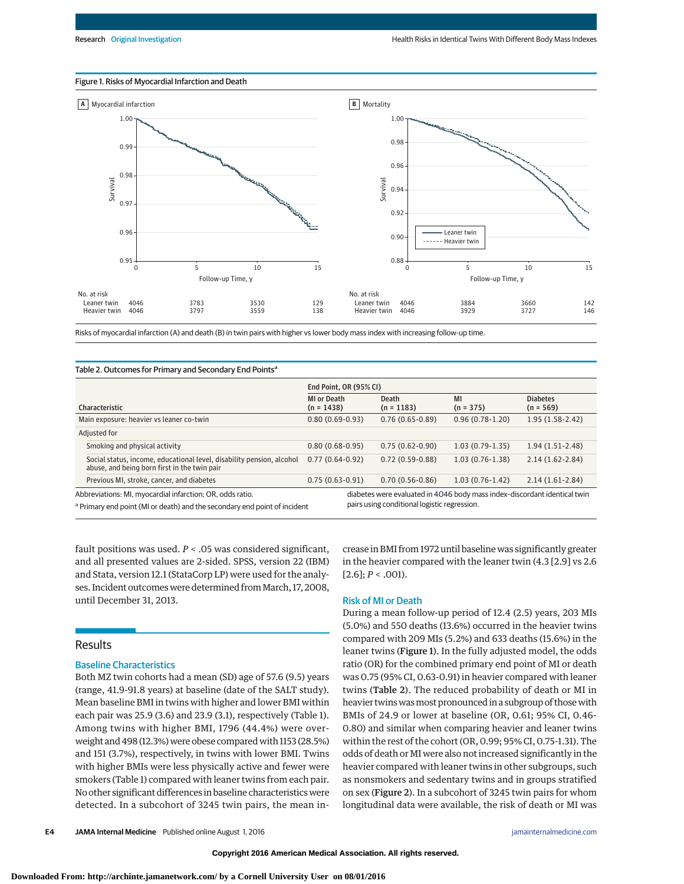### Figure 1. Risks of Myocardial Infarction and Death

A Myocardial infarction

No. at risk

| | 0 | 5 | 10 | 15 |
|---|---|---|---|---|
| Leaner twin | 4046 | 3783 | 3530 | 129 |
| Heavier twin | 4046 | 3797 | 3559 | 138 |

B Mortality

No. at risk

| | 0 | 5 | 10 | 15 |
|---|---|---|---|---|
| Leaner twin | 4046 | 3884 | 3660 | 142 |
| Heavier twin | 4046 | 3929 | 3727 | 146 |

Risks of myocardial infarction (A) and death (B) in twin pairs with higher vs lower body mass index with increasing follow-up time.

### Table 2. Outcomes for Primary and Secondary End Points[a]

| Characteristic | End Point, OR (95% CI) MI or Death (n = 1438) | Death (n = 1183) | MI (n = 375) | Diabetes (n = 569) |
|---|---|---|---|---|
| Main exposure: heavier vs leaner co-twin | 0.80 (0.69-0.93) | 0.76 (0.65-0.89) | 0.96 (0.78-1.20) | 1.95 (1.58-2.42) |
| Adjusted for | | | | |
| Smoking and physical activity | 0.80 (0.68-0.95) | 0.75 (0.62-0.90) | 1.03 (0.79-1.35) | 1.94 (1.51-2.48) |
| Social status, income, educational level, disability pension, alcohol abuse, and being born first in the twin pair | 0.77 (0.64-0.92) | 0.72 (0.59-0.88) | 1.03 (0.76-1.38) | 2.14 (1.62-2.84) |
| Previous MI, stroke, cancer, and diabetes | 0.75 (0.63-0.91) | 0.70 (0.56-0.86) | 1.03 (0.76-1.42) | 2.14 (1.61-2.84) |

Abbreviations: MI, myocardial infarction; OR, odds ratio.

[a] Primary end point (MI or death) and the secondary end point of incident diabetes were evaluated in 4046 body mass index–discordant identical twin pairs using conditional logistic regression.

fault positions was used. $P < .05$ was considered significant, and all presented values are 2-sided. SPSS, version 22 (IBM) and Stata, version 12.1 (StataCorp LP) were used for the analyses. Incident outcomes were determined from March, 17, 2008, until December 31, 2013.

## Results

### Baseline Characteristics

Both MZ twin cohorts had a mean (SD) age of 57.6 (9.5) years (range, 41.9-91.8 years) at baseline (date of the SALT study). Mean baseline BMI in twins with higher and lower BMI within each pair was 25.9 (3.6) and 23.9 (3.1), respectively (Table 1). Among twins with higher BMI, 1796 (44.4%) were overweight and 498 (12.3%) were obese compared with 1153 (28.5%) and 151 (3.7%), respectively, in twins with lower BMI. Twins with higher BMIs were less physically active and fewer were smokers (Table 1) compared with leaner twins from each pair. No other significant differences in baseline characteristics were detected. In a subcohort of 3245 twin pairs, the mean increase in BMI from 1972 until baseline was significantly greater in the heavier compared with the leaner twin (4.3 [2.9] vs 2.6 [2.6]; $P < .001$).

### Risk of MI or Death

During a mean follow-up period of 12.4 (2.5) years, 203 MIs (5.0%) and 550 deaths (13.6%) occurred in the heavier twins compared with 209 MIs (5.2%) and 633 deaths (15.6%) in the leaner twins (**Figure 1**). In the fully adjusted model, the odds ratio (OR) for the combined primary end point of MI or death was 0.75 (95% CI, 0.63-0.91) in heavier compared with leaner twins (**Table 2**). The reduced probability of death or MI in heavier twins was most pronounced in a subgroup of those with BMIs of 24.9 or lower at baseline (OR, 0.61; 95% CI, 0.46-0.80) and similar when comparing heavier and leaner twins within the rest of the cohort (OR, 0.99; 95% CI, 0.75-1.31). The odds of death or MI were also not increased significantly in the heavier compared with leaner twins in other subgroups, such as nonsmokers and sedentary twins and in groups stratified on sex (**Figure 2**). In a subcohort of 3245 twin pairs for whom longitudinal data were available, the risk of death or MI was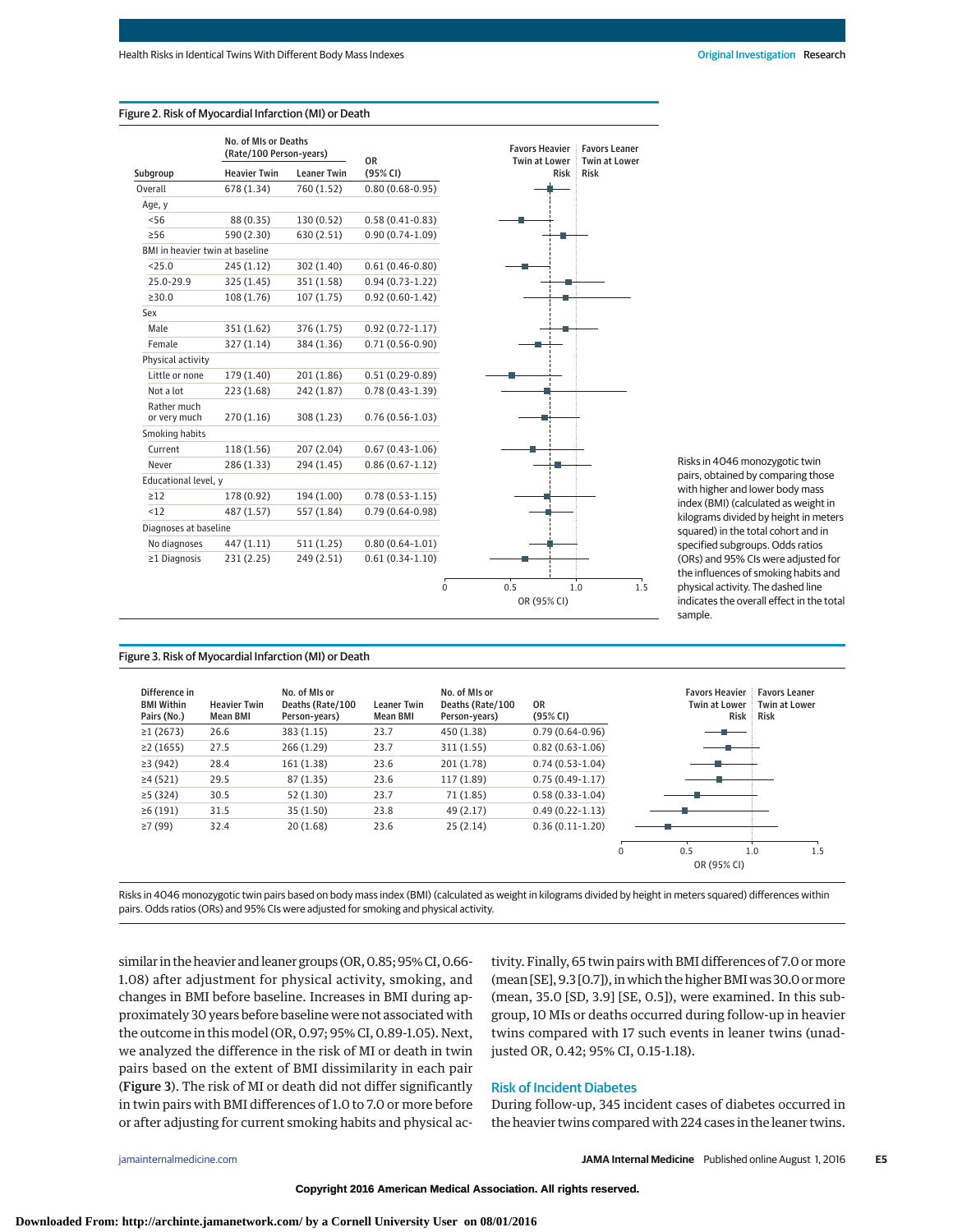Figure 2. Risk of Myocardial Infarction (MI) or Death

| Subgroup | No. of MIs or Deaths (Rate/100 Person-years) | | OR (95% CI) |
|---|---|---|---|
| | Heavier Twin | Leaner Twin | |
| Overall | 678 (1.34) | 760 (1.52) | 0.80 (0.68-0.95) |
| Age, y | | | |
| <56 | 88 (0.35) | 130 (0.52) | 0.58 (0.41-0.83) |
| ≥56 | 590 (2.30) | 630 (2.51) | 0.90 (0.74-1.09) |
| BMI in heavier twin at baseline | | | |
| <25.0 | 245 (1.12) | 302 (1.40) | 0.61 (0.46-0.80) |
| 25.0-29.9 | 325 (1.45) | 351 (1.58) | 0.94 (0.73-1.22) |
| ≥30.0 | 108 (1.76) | 107 (1.75) | 0.92 (0.60-1.42) |
| Sex | | | |
| Male | 351 (1.62) | 376 (1.75) | 0.92 (0.72-1.17) |
| Female | 327 (1.14) | 384 (1.36) | 0.71 (0.56-0.90) |
| Physical activity | | | |
| Little or none | 179 (1.40) | 201 (1.86) | 0.51 (0.29-0.89) |
| Not a lot | 223 (1.68) | 242 (1.87) | 0.78 (0.43-1.39) |
| Rather much or very much | 270 (1.16) | 308 (1.23) | 0.76 (0.56-1.03) |
| Smoking habits | | | |
| Current | 118 (1.56) | 207 (2.04) | 0.67 (0.43-1.06) |
| Never | 286 (1.33) | 294 (1.45) | 0.86 (0.67-1.12) |
| Educational level, y | | | |
| ≥12 | 178 (0.92) | 194 (1.00) | 0.78 (0.53-1.15) |
| <12 | 487 (1.57) | 557 (1.84) | 0.79 (0.64-0.98) |
| Diagnoses at baseline | | | |
| No diagnoses | 447 (1.11) | 511 (1.25) | 0.80 (0.64-1.01) |
| ≥1 Diagnosis | 231 (2.25) | 249 (2.51) | 0.61 (0.34-1.10) |

Favors Heavier Twin at Lower Risk | Favors Leaner Twin at Lower Risk

OR (95% CI)

Risks in 4046 monozygotic twin pairs, obtained by comparing those with higher and lower body mass index (BMI) (calculated as weight in kilograms divided by height in meters squared) in the total cohort and in specified subgroups. Odds ratios (ORs) and 95% CIs were adjusted for the influences of smoking habits and physical activity. The dashed line indicates the overall effect in the total sample.

Figure 3. Risk of Myocardial Infarction (MI) or Death

| Difference in BMI Within Pairs (No.) | Heavier Twin Mean BMI | No. of MIs or Deaths (Rate/100 Person-years) | Leaner Twin Mean BMI | No. of MIs or Deaths (Rate/100 Person-years) | OR (95% CI) |
|---|---|---|---|---|---|
| ≥1 (2673) | 26.6 | 383 (1.15) | 23.7 | 450 (1.38) | 0.79 (0.64-0.96) |
| ≥2 (1655) | 27.5 | 266 (1.29) | 23.7 | 311 (1.55) | 0.82 (0.63-1.06) |
| ≥3 (942) | 28.4 | 161 (1.38) | 23.6 | 201 (1.78) | 0.74 (0.53-1.04) |
| ≥4 (521) | 29.5 | 87 (1.35) | 23.6 | 117 (1.89) | 0.75 (0.49-1.17) |
| ≥5 (324) | 30.5 | 52 (1.30) | 23.7 | 71 (1.85) | 0.58 (0.33-1.04) |
| ≥6 (191) | 31.5 | 35 (1.50) | 23.8 | 49 (2.17) | 0.49 (0.22-1.13) |
| ≥7 (99) | 32.4 | 20 (1.68) | 23.6 | 25 (2.14) | 0.36 (0.11-1.20) |

Favors Heavier Twin at Lower Risk | Favors Leaner Twin at Lower Risk

OR (95% CI)

Risks in 4046 monozygotic twin pairs based on body mass index (BMI) (calculated as weight in kilograms divided by height in meters squared) differences within pairs. Odds ratios (ORs) and 95% CIs were adjusted for smoking and physical activity.

similar in the heavier and leaner groups (OR, 0.85; 95% CI, 0.66-1.08) after adjustment for physical activity, smoking, and changes in BMI before baseline. Increases in BMI during approximately 30 years before baseline were not associated with the outcome in this model (OR, 0.97; 95% CI, 0.89-1.05). Next, we analyzed the difference in the risk of MI or death in twin pairs based on the extent of BMI dissimilarity in each pair (**Figure 3**). The risk of MI or death did not differ significantly in twin pairs with BMI differences of 1.0 to 7.0 or more before or after adjusting for current smoking habits and physical activity. Finally, 65 twin pairs with BMI differences of 7.0 or more (mean [SE], 9.3 [0.7]), in which the higher BMI was 30.0 or more (mean, 35.0 [SD, 3.9] [SE, 0.5]), were examined. In this subgroup, 10 MIs or deaths occurred during follow-up in heavier twins compared with 17 such events in leaner twins (unadjusted OR, 0.42; 95% CI, 0.15-1.18).

## Risk of Incident Diabetes

During follow-up, 345 incident cases of diabetes occurred in the heavier twins compared with 224 cases in the leaner twins.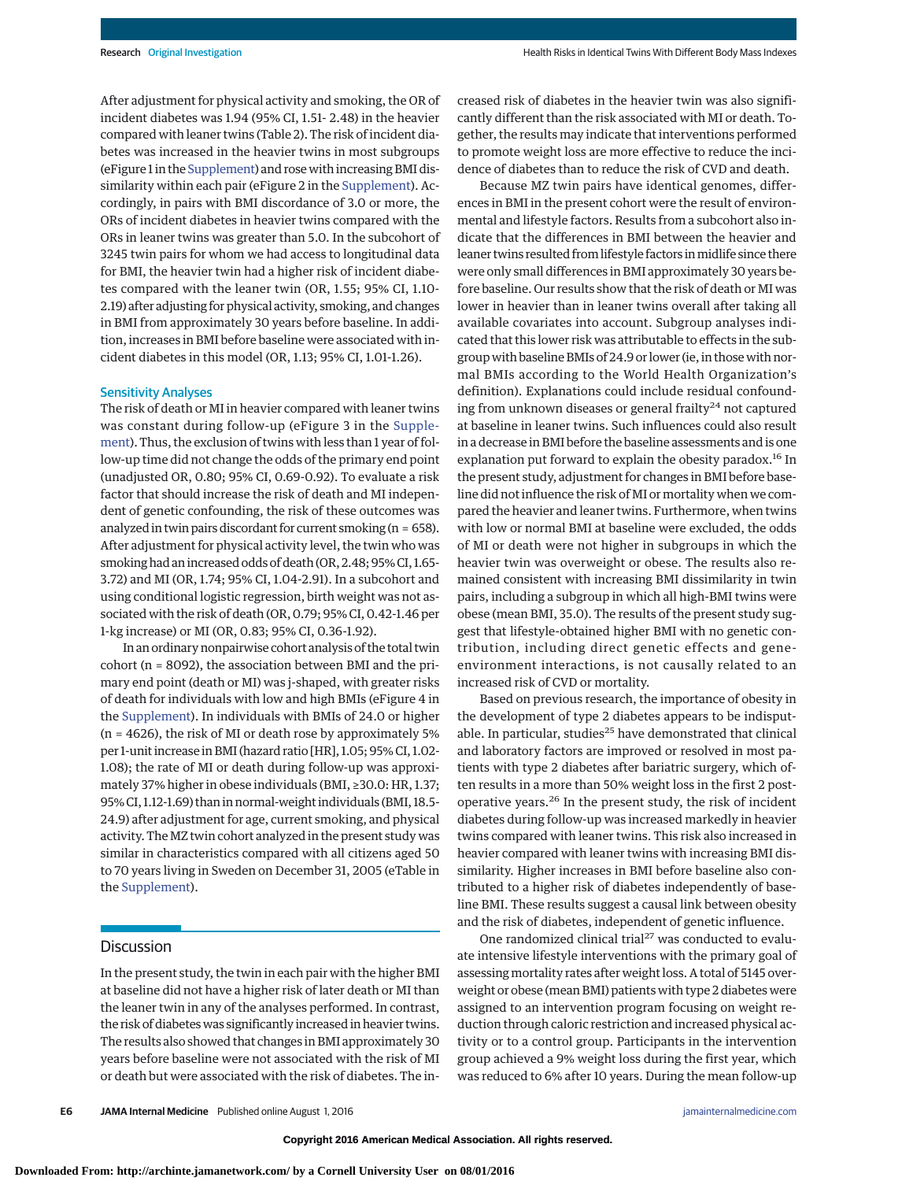After adjustment for physical activity and smoking, the OR of incident diabetes was 1.94 (95% CI, 1.51- 2.48) in the heavier compared with leaner twins (Table 2). The risk of incident diabetes was increased in the heavier twins in most subgroups (eFigure 1 in the Supplement) and rose with increasing BMI dissimilarity within each pair (eFigure 2 in the Supplement). Accordingly, in pairs with BMI discordance of 3.0 or more, the ORs of incident diabetes in heavier twins compared with the ORs in leaner twins was greater than 5.0. In the subcohort of 3245 twin pairs for whom we had access to longitudinal data for BMI, the heavier twin had a higher risk of incident diabetes compared with the leaner twin (OR, 1.55; 95% CI, 1.10-2.19) after adjusting for physical activity, smoking, and changes in BMI from approximately 30 years before baseline. In addition, increases in BMI before baseline were associated with incident diabetes in this model (OR, 1.13; 95% CI, 1.01-1.26).

### Sensitivity Analyses

The risk of death or MI in heavier compared with leaner twins was constant during follow-up (eFigure 3 in the Supplement). Thus, the exclusion of twins with less than 1 year of follow-up time did not change the odds of the primary end point (unadjusted OR, 0.80; 95% CI, 0.69-0.92). To evaluate a risk factor that should increase the risk of death and MI independent of genetic confounding, the risk of these outcomes was analyzed in twin pairs discordant for current smoking (n = 658). After adjustment for physical activity level, the twin who was smoking had an increased odds of death (OR, 2.48; 95% CI, 1.65-3.72) and MI (OR, 1.74; 95% CI, 1.04-2.91). In a subcohort and using conditional logistic regression, birth weight was not associated with the risk of death (OR, 0.79; 95% CI, 0.42-1.46 per 1-kg increase) or MI (OR, 0.83; 95% CI, 0.36-1.92).

In an ordinary nonpairwise cohort analysis of the total twin cohort (n = 8092), the association between BMI and the primary end point (death or MI) was j-shaped, with greater risks of death for individuals with low and high BMIs (eFigure 4 in the Supplement). In individuals with BMIs of 24.0 or higher (n = 4626), the risk of MI or death rose by approximately 5% per 1-unit increase in BMI (hazard ratio [HR], 1.05; 95% CI, 1.02-1.08); the rate of MI or death during follow-up was approximately 37% higher in obese individuals (BMI, ≥30.0: HR, 1.37; 95% CI, 1.12-1.69) than in normal-weight individuals (BMI, 18.5-24.9) after adjustment for age, current smoking, and physical activity. The MZ twin cohort analyzed in the present study was similar in characteristics compared with all citizens aged 50 to 70 years living in Sweden on December 31, 2005 (eTable in the Supplement).

## Discussion

In the present study, the twin in each pair with the higher BMI at baseline did not have a higher risk of later death or MI than the leaner twin in any of the analyses performed. In contrast, the risk of diabetes was significantly increased in heavier twins. The results also showed that changes in BMI approximately 30 years before baseline were not associated with the risk of MI or death but were associated with the risk of diabetes. The increased risk of diabetes in the heavier twin was also significantly different than the risk associated with MI or death. Together, the results may indicate that interventions performed to promote weight loss are more effective to reduce the incidence of diabetes than to reduce the risk of CVD and death.

Because MZ twin pairs have identical genomes, differences in BMI in the present cohort were the result of environmental and lifestyle factors. Results from a subcohort also indicate that the differences in BMI between the heavier and leaner twins resulted from lifestyle factors in midlife since there were only small differences in BMI approximately 30 years before baseline. Our results show that the risk of death or MI was lower in heavier than in leaner twins overall after taking all available covariates into account. Subgroup analyses indicated that this lower risk was attributable to effects in the subgroup with baseline BMIs of 24.9 or lower (ie, in those with normal BMIs according to the World Health Organization's definition). Explanations could include residual confounding from unknown diseases or general frailty[24] not captured at baseline in leaner twins. Such influences could also result in a decrease in BMI before the baseline assessments and is one explanation put forward to explain the obesity paradox.[16] In the present study, adjustment for changes in BMI before baseline did not influence the risk of MI or mortality when we compared the heavier and leaner twins. Furthermore, when twins with low or normal BMI at baseline were excluded, the odds of MI or death were not higher in subgroups in which the heavier twin was overweight or obese. The results also remained consistent with increasing BMI dissimilarity in twin pairs, including a subgroup in which all high-BMI twins were obese (mean BMI, 35.0). The results of the present study suggest that lifestyle-obtained higher BMI with no genetic contribution, including direct genetic effects and gene-environment interactions, is not causally related to an increased risk of CVD or mortality.

Based on previous research, the importance of obesity in the development of type 2 diabetes appears to be indisputable. In particular, studies[25] have demonstrated that clinical and laboratory factors are improved or resolved in most patients with type 2 diabetes after bariatric surgery, which often results in a more than 50% weight loss in the first 2 postoperative years.[26] In the present study, the risk of incident diabetes during follow-up was increased markedly in heavier twins compared with leaner twins. This risk also increased in heavier compared with leaner twins with increasing BMI dissimilarity. Higher increases in BMI before baseline also contributed to a higher risk of diabetes independently of baseline BMI. These results suggest a causal link between obesity and the risk of diabetes, independent of genetic influence.

One randomized clinical trial[27] was conducted to evaluate intensive lifestyle interventions with the primary goal of assessing mortality rates after weight loss. A total of 5145 overweight or obese (mean BMI) patients with type 2 diabetes were assigned to an intervention program focusing on weight reduction through caloric restriction and increased physical activity or to a control group. Participants in the intervention group achieved a 9% weight loss during the first year, which was reduced to 6% after 10 years. During the mean follow-up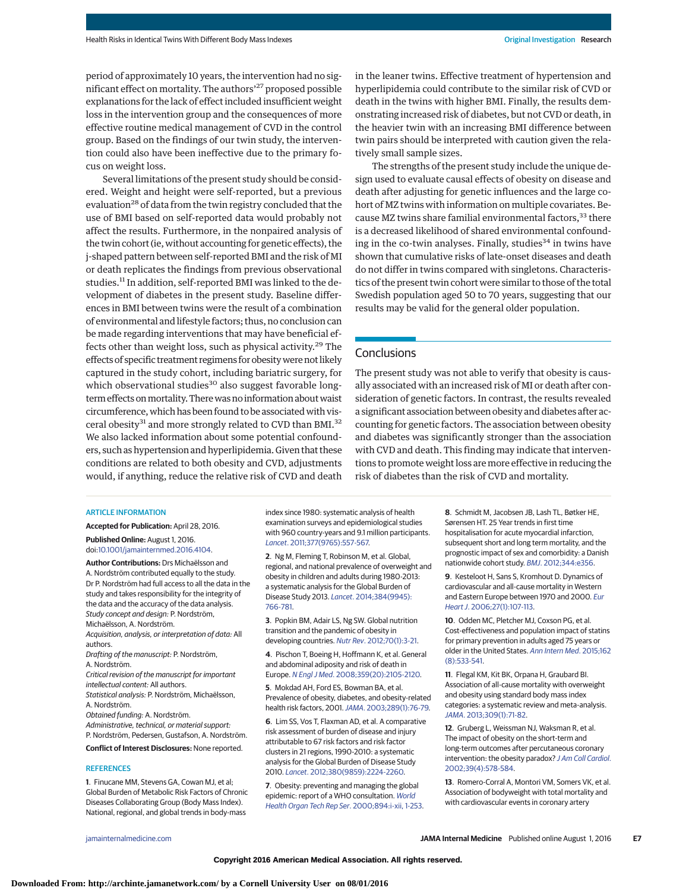period of approximately 10 years, the intervention had no significant effect on mortality. The authors'[27] proposed possible explanations for the lack of effect included insufficient weight loss in the intervention group and the consequences of more effective routine medical management of CVD in the control group. Based on the findings of our twin study, the intervention could also have been ineffective due to the primary focus on weight loss.

Several limitations of the present study should be considered. Weight and height were self-reported, but a previous evaluation[28] of data from the twin registry concluded that the use of BMI based on self-reported data would probably not affect the results. Furthermore, in the nonpaired analysis of the twin cohort (ie, without accounting for genetic effects), the j-shaped pattern between self-reported BMI and the risk of MI or death replicates the findings from previous observational studies.[11] In addition, self-reported BMI was linked to the development of diabetes in the present study. Baseline differences in BMI between twins were the result of a combination of environmental and lifestyle factors; thus, no conclusion can be made regarding interventions that may have beneficial effects other than weight loss, such as physical activity.[29] The effects of specific treatment regimens for obesity were not likely captured in the study cohort, including bariatric surgery, for which observational studies[30] also suggest favorable long-term effects on mortality. There was no information about waist circumference, which has been found to be associated with visceral obesity[31] and more strongly related to CVD than BMI.[32] We also lacked information about some potential confounders, such as hypertension and hyperlipidemia. Given that these conditions are related to both obesity and CVD, adjustments would, if anything, reduce the relative risk of CVD and death in the leaner twins. Effective treatment of hypertension and hyperlipidemia could contribute to the similar risk of CVD or death in the twins with higher BMI. Finally, the results demonstrating increased risk of diabetes, but not CVD or death, in the heavier twin with an increasing BMI difference between twin pairs should be interpreted with caution given the relatively small sample sizes.

The strengths of the present study include the unique design used to evaluate causal effects of obesity on disease and death after adjusting for genetic influences and the large cohort of MZ twins with information on multiple covariates. Because MZ twins share familial environmental factors,[33] there is a decreased likelihood of shared environmental confounding in the co-twin analyses. Finally, studies[34] in twins have shown that cumulative risks of late-onset diseases and death do not differ in twins compared with singletons. Characteristics of the present twin cohort were similar to those of the total Swedish population aged 50 to 70 years, suggesting that our results may be valid for the general older population.

## Conclusions

The present study was not able to verify that obesity is causally associated with an increased risk of MI or death after consideration of genetic factors. In contrast, the results revealed a significant association between obesity and diabetes after accounting for genetic factors. The association between obesity and diabetes was significantly stronger than the association with CVD and death. This finding may indicate that interventions to promote weight loss are more effective in reducing the risk of diabetes than the risk of CVD and mortality.

### ARTICLE INFORMATION

**Accepted for Publication:** April 28, 2016.

**Published Online:** August 1, 2016. doi:10.1001/jamainternmed.2016.4104.

**Author Contributions:** Drs Michaëlsson and A. Nordström contributed equally to the study. Dr P. Nordström had full access to all the data in the study and takes responsibility for the integrity of the data and the accuracy of the data analysis.
*Study concept and design:* P. Nordström, Michaëlsson, A. Nordström.
*Acquisition, analysis, or interpretation of data:* All authors.
*Drafting of the manuscript:* P. Nordström, A. Nordström.
*Critical revision of the manuscript for important intellectual content:* All authors.
*Statistical analysis:* P. Nordström, Michaëlsson, A. Nordström.
*Obtained funding:* A. Nordström.
*Administrative, technical, or material support:* P. Nordström, Pedersen, Gustafson, A. Nordström.

**Conflict of Interest Disclosures:** None reported.

### REFERENCES

1. Finucane MM, Stevens GA, Cowan MJ, et al; Global Burden of Metabolic Risk Factors of Chronic Diseases Collaborating Group (Body Mass Index). National, regional, and global trends in body-mass index since 1980: systematic analysis of health examination surveys and epidemiological studies with 960 country-years and 9.1 million participants. *Lancet*. 2011;377(9765):557-567.

2. Ng M, Fleming T, Robinson M, et al. Global, regional, and national prevalence of overweight and obesity in children and adults during 1980-2013: a systematic analysis for the Global Burden of Disease Study 2013. *Lancet*. 2014;384(9945):766-781.

3. Popkin BM, Adair LS, Ng SW. Global nutrition transition and the pandemic of obesity in developing countries. *Nutr Rev*. 2012;70(1):3-21.

4. Pischon T, Boeing H, Hoffmann K, et al. General and abdominal adiposity and risk of death in Europe. *N Engl J Med*. 2008;359(20):2105-2120.

5. Mokdad AH, Ford ES, Bowman BA, et al. Prevalence of obesity, diabetes, and obesity-related health risk factors, 2001. *JAMA*. 2003;289(1):76-79.

6. Lim SS, Vos T, Flaxman AD, et al. A comparative risk assessment of burden of disease and injury attributable to 67 risk factors and risk factor clusters in 21 regions, 1990-2010: a systematic analysis for the Global Burden of Disease Study 2010. *Lancet*. 2012;380(9859):2224-2260.

7. Obesity: preventing and managing the global epidemic: report of a WHO consultation. *World Health Organ Tech Rep Ser*. 2000;894:i-xii, 1-253.

8. Schmidt M, Jacobsen JB, Lash TL, Bøtker HE, Sørensen HT. 25 Year trends in first time hospitalisation for acute myocardial infarction, subsequent short and long term mortality, and the prognostic impact of sex and comorbidity: a Danish nationwide cohort study. *BMJ*. 2012;344:e356.

9. Kesteloot H, Sans S, Kromhout D. Dynamics of cardiovascular and all-cause mortality in Western and Eastern Europe between 1970 and 2000. *Eur Heart J*. 2006;27(1):107-113.

10. Odden MC, Pletcher MJ, Coxson PG, et al. Cost-effectiveness and population impact of statins for primary prevention in adults aged 75 years or older in the United States. *Ann Intern Med*. 2015;162(8):533-541.

11. Flegal KM, Kit BK, Orpana H, Graubard BI. Association of all-cause mortality with overweight and obesity using standard body mass index categories: a systematic review and meta-analysis. *JAMA*. 2013;309(1):71-82.

12. Gruberg L, Weissman NJ, Waksman R, et al. The impact of obesity on the short-term and long-term outcomes after percutaneous coronary intervention: the obesity paradox? *J Am Coll Cardiol*. 2002;39(4):578-584.

13. Romero-Corral A, Montori VM, Somers VK, et al. Association of bodyweight with total mortality and with cardiovascular events in coronary artery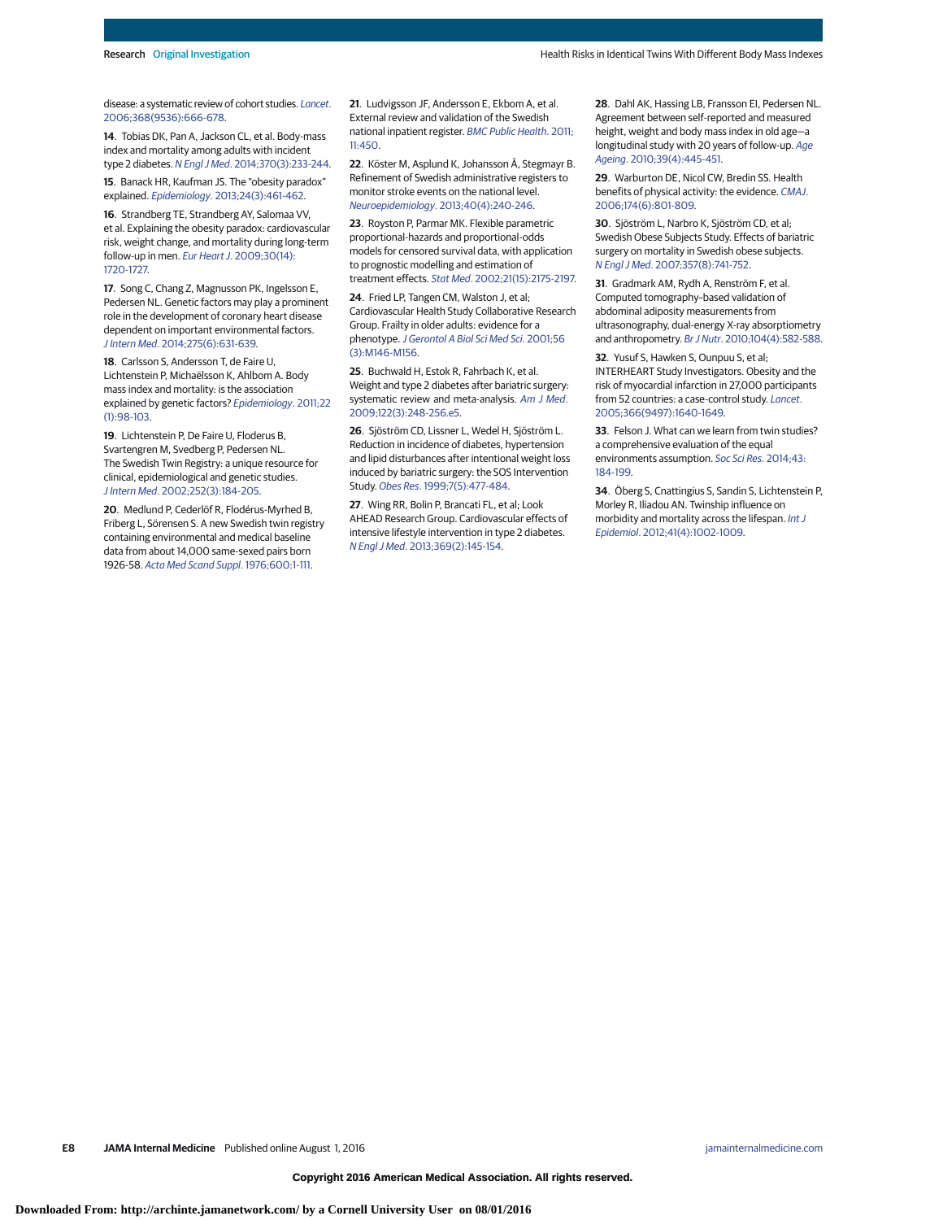disease: a systematic review of cohort studies. *Lancet*. 2006;368(9536):666-678.

14. Tobias DK, Pan A, Jackson CL, et al. Body-mass index and mortality among adults with incident type 2 diabetes. *N Engl J Med*. 2014;370(3):233-244.

15. Banack HR, Kaufman JS. The "obesity paradox" explained. *Epidemiology*. 2013;24(3):461-462.

16. Strandberg TE, Strandberg AY, Salomaa VV, et al. Explaining the obesity paradox: cardiovascular risk, weight change, and mortality during long-term follow-up in men. *Eur Heart J*. 2009;30(14):1720-1727.

17. Song C, Chang Z, Magnusson PK, Ingelsson E, Pedersen NL. Genetic factors may play a prominent role in the development of coronary heart disease dependent on important environmental factors. *J Intern Med*. 2014;275(6):631-639.

18. Carlsson S, Andersson T, de Faire U, Lichtenstein P, Michaëlsson K, Ahlbom A. Body mass index and mortality: is the association explained by genetic factors? *Epidemiology*. 2011;22(1):98-103.

19. Lichtenstein P, De Faire U, Floderus B, Svartengren M, Svedberg P, Pedersen NL. The Swedish Twin Registry: a unique resource for clinical, epidemiological and genetic studies. *J Intern Med*. 2002;252(3):184-205.

20. Medlund P, Cederlöf R, Flodérus-Myrhed B, Friberg L, Sörensen S. A new Swedish twin registry containing environmental and medical baseline data from about 14,000 same-sexed pairs born 1926-58. *Acta Med Scand Suppl*. 1976;600:1-111.

21. Ludvigsson JF, Andersson E, Ekbom A, et al. External review and validation of the Swedish national inpatient register. *BMC Public Health*. 2011;11:450.

22. Köster M, Asplund K, Johansson Å, Stegmayr B. Refinement of Swedish administrative registers to monitor stroke events on the national level. *Neuroepidemiology*. 2013;40(4):240-246.

23. Royston P, Parmar MK. Flexible parametric proportional-hazards and proportional-odds models for censored survival data, with application to prognostic modelling and estimation of treatment effects. *Stat Med*. 2002;21(15):2175-2197.

24. Fried LP, Tangen CM, Walston J, et al; Cardiovascular Health Study Collaborative Research Group. Frailty in older adults: evidence for a phenotype. *J Gerontol A Biol Sci Med Sci*. 2001;56(3):M146-M156.

25. Buchwald H, Estok R, Fahrbach K, et al. Weight and type 2 diabetes after bariatric surgery: systematic review and meta-analysis. *Am J Med*. 2009;122(3):248-256.e5.

26. Sjöström CD, Lissner L, Wedel H, Sjöström L. Reduction in incidence of diabetes, hypertension and lipid disturbances after intentional weight loss induced by bariatric surgery: the SOS Intervention Study. *Obes Res*. 1999;7(5):477-484.

27. Wing RR, Bolin P, Brancati FL, et al; Look AHEAD Research Group. Cardiovascular effects of intensive lifestyle intervention in type 2 diabetes. *N Engl J Med*. 2013;369(2):145-154.

28. Dahl AK, Hassing LB, Fransson EI, Pedersen NL. Agreement between self-reported and measured height, weight and body mass index in old age—a longitudinal study with 20 years of follow-up. *Age Ageing*. 2010;39(4):445-451.

29. Warburton DE, Nicol CW, Bredin SS. Health benefits of physical activity: the evidence. *CMAJ*. 2006;174(6):801-809.

30. Sjöström L, Narbro K, Sjöström CD, et al; Swedish Obese Subjects Study. Effects of bariatric surgery on mortality in Swedish obese subjects. *N Engl J Med*. 2007;357(8):741-752.

31. Gradmark AM, Rydh A, Renström F, et al. Computed tomography–based validation of abdominal adiposity measurements from ultrasonography, dual-energy X-ray absorptiometry and anthropometry. *Br J Nutr*. 2010;104(4):582-588.

32. Yusuf S, Hawken S, Ounpuu S, et al; INTERHEART Study Investigators. Obesity and the risk of myocardial infarction in 27,000 participants from 52 countries: a case-control study. *Lancet*. 2005;366(9497):1640-1649.

33. Felson J. What can we learn from twin studies? a comprehensive evaluation of the equal environments assumption. *Soc Sci Res*. 2014;43:184-199.

34. Öberg S, Cnattingius S, Sandin S, Lichtenstein P, Morley R, Iliadou AN. Twinship influence on morbidity and mortality across the lifespan. *Int J Epidemiol*. 2012;41(4):1002-1009.